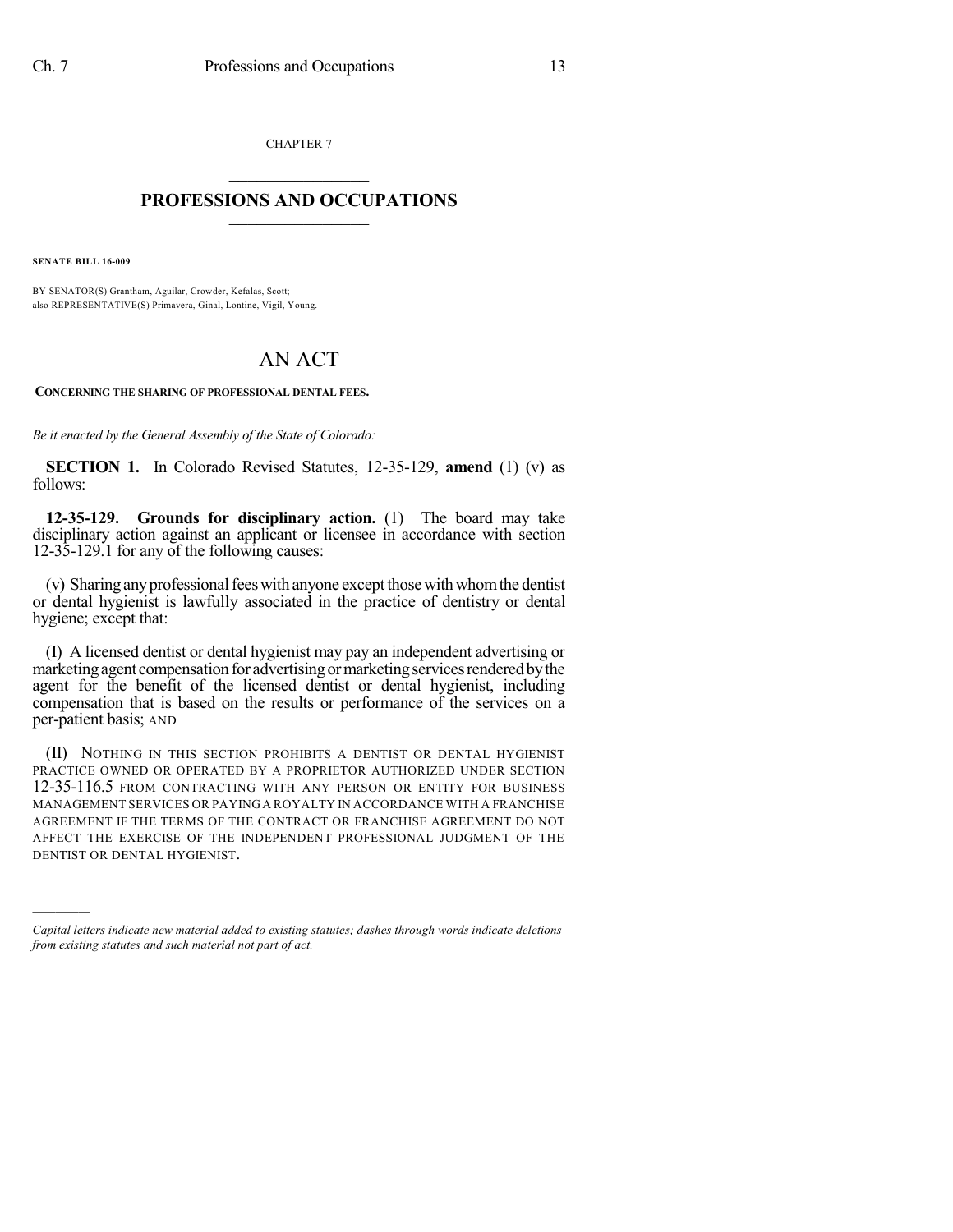CHAPTER 7

# PROFESSIONS AND OCCUPATIONS

**SENATE BILL 16-009**

BY SENATOR(S) Grantham, Aguilar, Crowder, Kefalas, Scott;
also REPRESENTATIVE(S) Primavera, Ginal, Lontine, Vigil, Young.

# AN ACT

**CONCERNING THE SHARING OF PROFESSIONAL DENTAL FEES.**

*Be it enacted by the General Assembly of the State of Colorado:*

**SECTION 1.** In Colorado Revised Statutes, 12-35-129, **amend** (1) (v) as follows:

**12-35-129. Grounds for disciplinary action.** (1) The board may take disciplinary action against an applicant or licensee in accordance with section 12-35-129.1 for any of the following causes:

(v) Sharing any professional fees with anyone except those with whom the dentist or dental hygienist is lawfully associated in the practice of dentistry or dental hygiene; except that:

(I) A licensed dentist or dental hygienist may pay an independent advertising or marketing agent compensation for advertising or marketing services rendered by the agent for the benefit of the licensed dentist or dental hygienist, including compensation that is based on the results or performance of the services on a per-patient basis; AND

(II) NOTHING IN THIS SECTION PROHIBITS A DENTIST OR DENTAL HYGIENIST PRACTICE OWNED OR OPERATED BY A PROPRIETOR AUTHORIZED UNDER SECTION 12-35-116.5 FROM CONTRACTING WITH ANY PERSON OR ENTITY FOR BUSINESS MANAGEMENT SERVICES OR PAYING A ROYALTY IN ACCORDANCE WITH A FRANCHISE AGREEMENT IF THE TERMS OF THE CONTRACT OR FRANCHISE AGREEMENT DO NOT AFFECT THE EXERCISE OF THE INDEPENDENT PROFESSIONAL JUDGMENT OF THE DENTIST OR DENTAL HYGIENIST.

---

*Capital letters indicate new material added to existing statutes; dashes through words indicate deletions from existing statutes and such material not part of act.*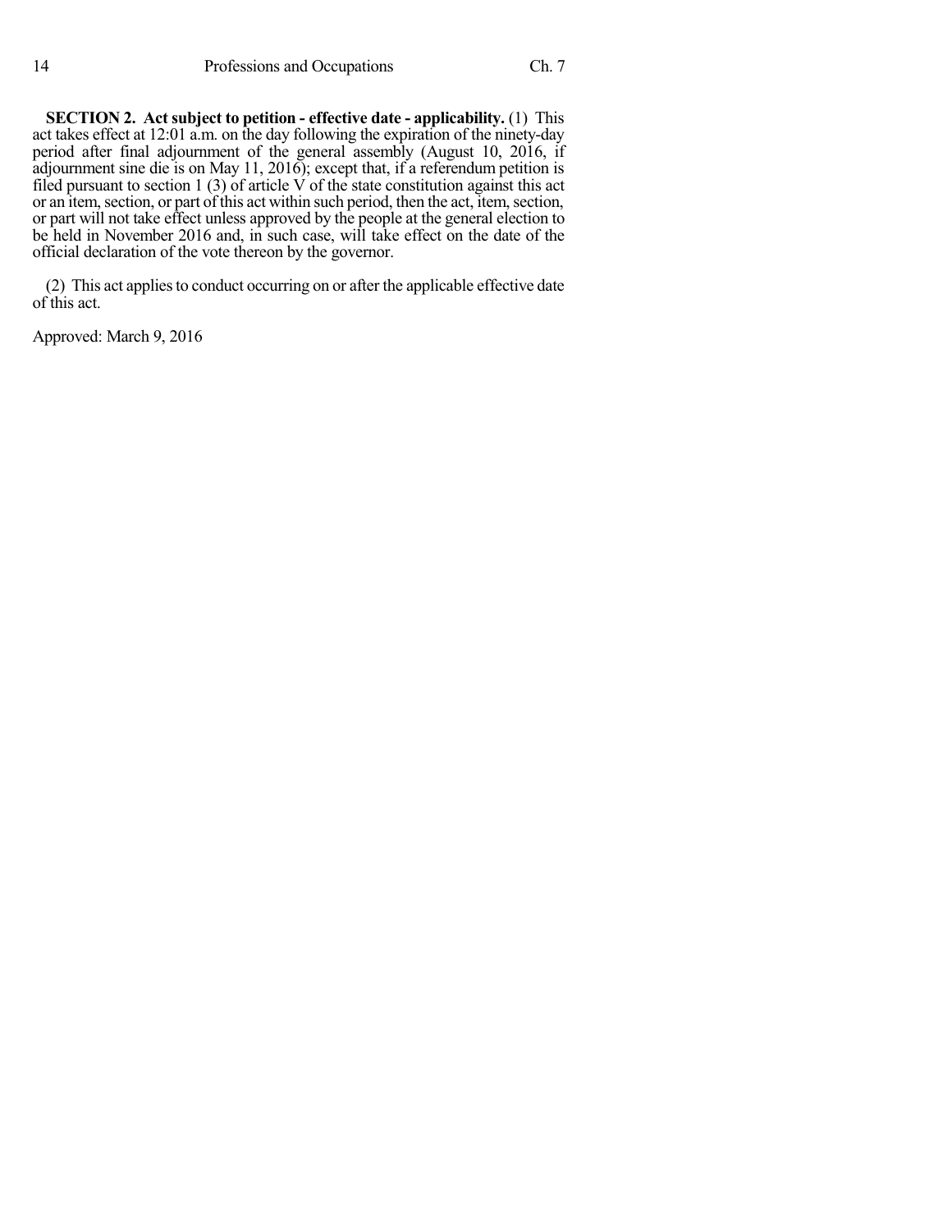**SECTION 2. Act subject to petition - effective date - applicability.** (1) This act takes effect at 12:01 a.m. on the day following the expiration of the ninety-day period after final adjournment of the general assembly (August 10, 2016, if adjournment sine die is on May 11, 2016); except that, if a referendum petition is filed pursuant to section 1 (3) of article V of the state constitution against this act or an item, section, or part of this act within such period, then the act, item, section, or part will not take effect unless approved by the people at the general election to be held in November 2016 and, in such case, will take effect on the date of the official declaration of the vote thereon by the governor.

(2) This act applies to conduct occurring on or after the applicable effective date of this act.

Approved: March 9, 2016